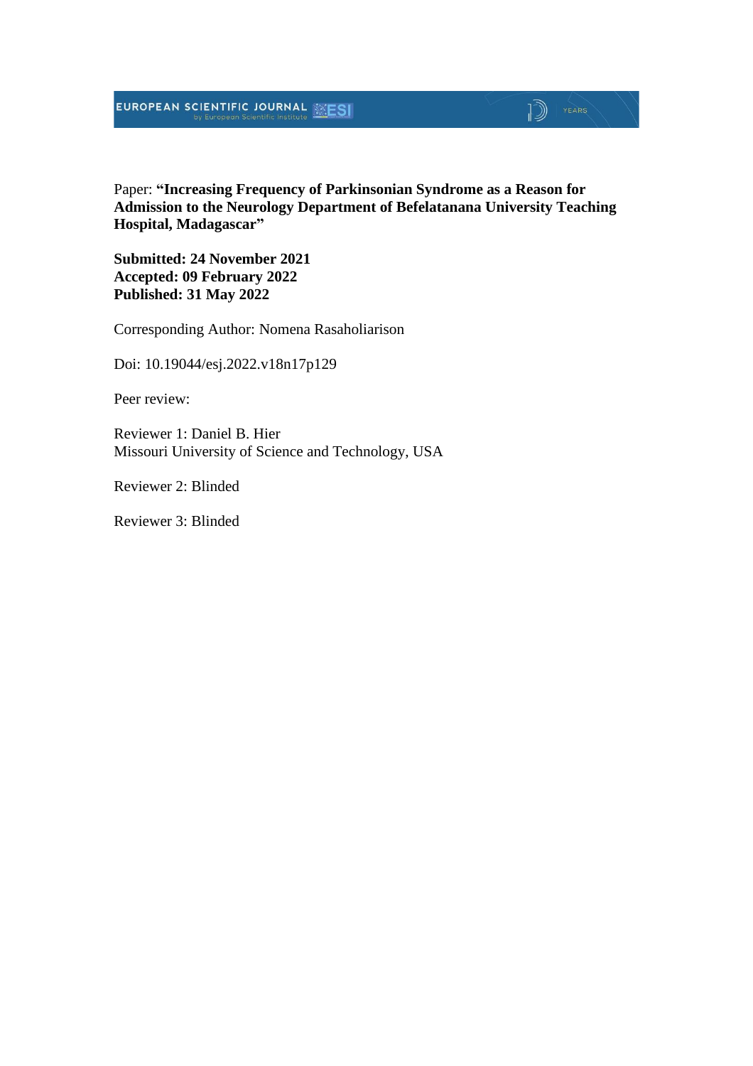Paper: **“Increasing Frequency of Parkinsonian Syndrome as a Reason for Admission to the Neurology Department of Befelatanana University Teaching Hospital, Madagascar”**

**Submitted: 24 November 2021**
**Accepted: 09 February 2022**
**Published: 31 May 2022**

Corresponding Author: Nomena Rasaholiarison

Doi: 10.19044/esj.2022.v18n17p129

Peer review:

Reviewer 1: Daniel B. Hier
Missouri University of Science and Technology, USA

Reviewer 2: Blinded

Reviewer 3: Blinded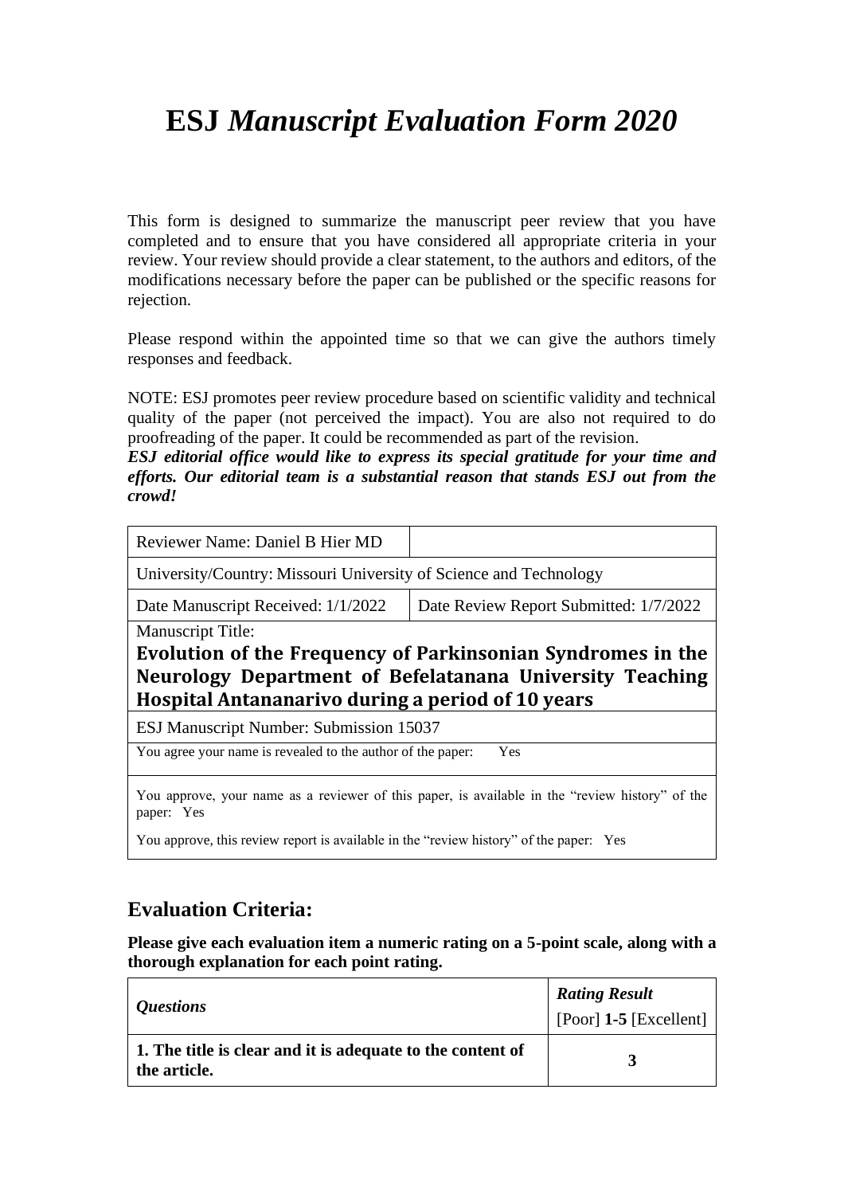# ESJ *Manuscript Evaluation Form 2020*

This form is designed to summarize the manuscript peer review that you have completed and to ensure that you have considered all appropriate criteria in your review. Your review should provide a clear statement, to the authors and editors, of the modifications necessary before the paper can be published or the specific reasons for rejection.

Please respond within the appointed time so that we can give the authors timely responses and feedback.

NOTE: ESJ promotes peer review procedure based on scientific validity and technical quality of the paper (not perceived the impact). You are also not required to do proofreading of the paper. It could be recommended as part of the revision.

***ESJ editorial office would like to express its special gratitude for your time and efforts. Our editorial team is a substantial reason that stands ESJ out from the crowd!***

| Reviewer Name: Daniel B Hier MD | |
|---|---|
| University/Country: Missouri University of Science and Technology | |
| Date Manuscript Received: 1/1/2022 | Date Review Report Submitted: 1/7/2022 |
| Manuscript Title: **Evolution of the Frequency of Parkinsonian Syndromes in the Neurology Department of Befelatanana University Teaching Hospital Antananarivo during a period of 10 years** | |
| ESJ Manuscript Number: Submission 15037 | |
| You agree your name is revealed to the author of the paper: Yes | |
| You approve, your name as a reviewer of this paper, is available in the "review history" of the paper: Yes<br>You approve, this review report is available in the "review history" of the paper: Yes | |

## Evaluation Criteria:

**Please give each evaluation item a numeric rating on a 5-point scale, along with a thorough explanation for each point rating.**

| *Questions* | ***Rating Result*** [Poor] **1-5** [Excellent] |
|---|---|
| **1. The title is clear and it is adequate to the content of the article.** | **3** |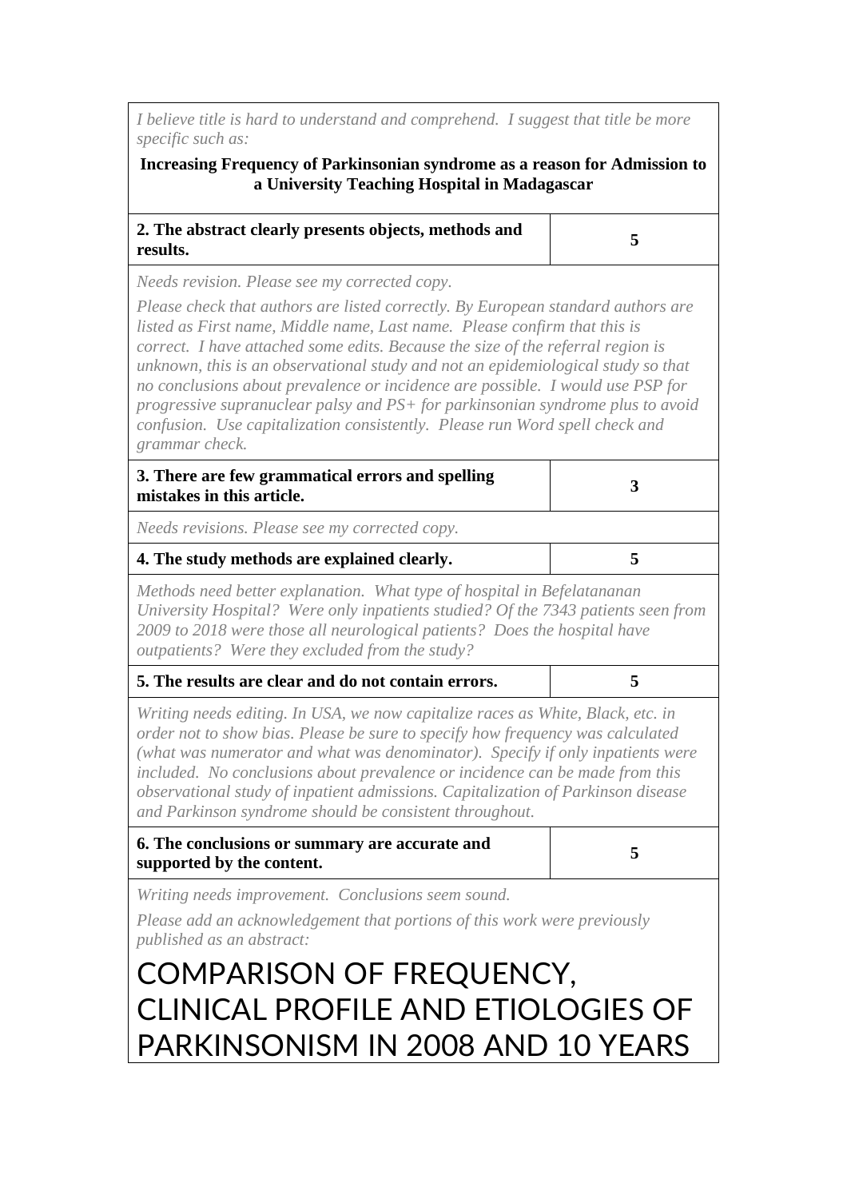| | |
|---|---|
| *I believe title is hard to understand and comprehend. I suggest that title be more specific such as:*<br><br>**Increasing Frequency of Parkinsonian syndrome as a reason for Admission to a University Teaching Hospital in Madagascar** | |
| **2. The abstract clearly presents objects, methods and results.** | **5** |
| *Needs revision. Please see my corrected copy.*<br><br>*Please check that authors are listed correctly. By European standard authors are listed as First name, Middle name, Last name. Please confirm that this is correct. I have attached some edits. Because the size of the referral region is unknown, this is an observational study and not an epidemiological study so that no conclusions about prevalence or incidence are possible. I would use PSP for progressive supranuclear palsy and PS+ for parkinsonian syndrome plus to avoid confusion. Use capitalization consistently. Please run Word spell check and grammar check.* | |
| **3. There are few grammatical errors and spelling mistakes in this article.** | **3** |
| *Needs revisions. Please see my corrected copy.* | |
| **4. The study methods are explained clearly.** | **5** |
| *Methods need better explanation. What type of hospital in Befelatananan University Hospital? Were only inpatients studied? Of the 7343 patients seen from 2009 to 2018 were those all neurological patients? Does the hospital have outpatients? Were they excluded from the study?* | |
| **5. The results are clear and do not contain errors.** | **5** |
| *Writing needs editing. In USA, we now capitalize races as White, Black, etc. in order not to show bias. Please be sure to specify how frequency was calculated (what was numerator and what was denominator). Specify if only inpatients were included. No conclusions about prevalence or incidence can be made from this observational study of inpatient admissions. Capitalization of Parkinson disease and Parkinson syndrome should be consistent throughout.* | |
| **6. The conclusions or summary are accurate and supported by the content.** | **5** |
| *Writing needs improvement. Conclusions seem sound.*<br><br>*Please add an acknowledgement that portions of this work were previously published as an abstract:*<br><br>COMPARISON OF FREQUENCY, CLINICAL PROFILE AND ETIOLOGIES OF PARKINSONISM IN 2008 AND 10 YEARS | |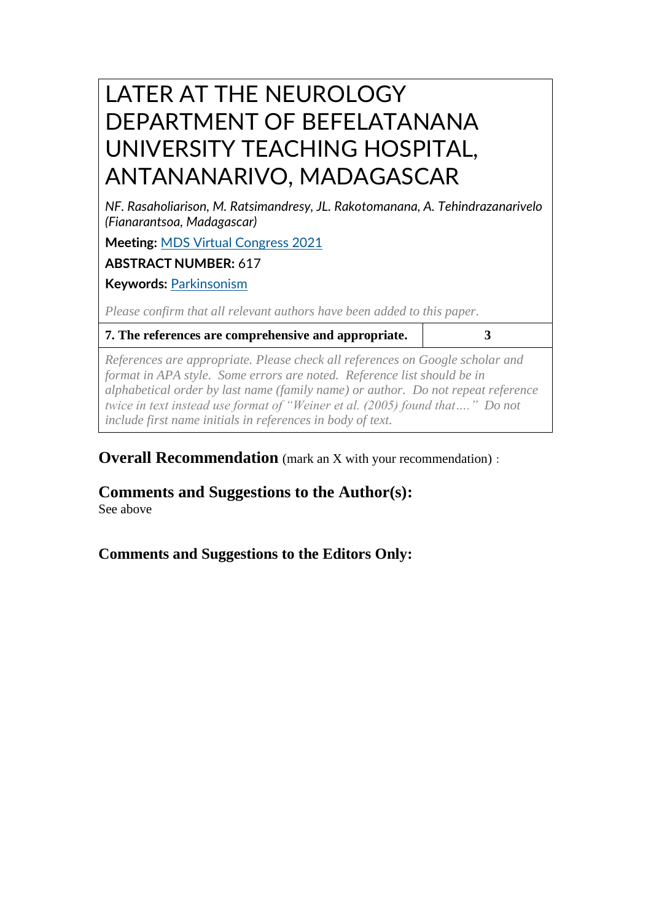# LATER AT THE NEUROLOGY DEPARTMENT OF BEFELATANANA UNIVERSITY TEACHING HOSPITAL, ANTANANARIVO, MADAGASCAR

*NF. Rasaholiarison, M. Ratsimandresy, JL. Rakotomanana, A. Tehindrazanarivelo (Fianarantsoa, Madagascar)*

**Meeting:** MDS Virtual Congress 2021

**ABSTRACT NUMBER:** 617

**Keywords:** Parkinsonism

*Please confirm that all relevant authors have been added to this paper.*

| | |
|---|---|
| **7. The references are comprehensive and appropriate.** | **3** |

*References are appropriate. Please check all references on Google scholar and format in APA style. Some errors are noted. Reference list should be in alphabetical order by last name (family name) or author. Do not repeat reference twice in text instead use format of "Weiner et al. (2005) found that…." Do not include first name initials in references in body of text.*

**Overall Recommendation** (mark an X with your recommendation) :

## Comments and Suggestions to the Author(s):

See above

## Comments and Suggestions to the Editors Only: